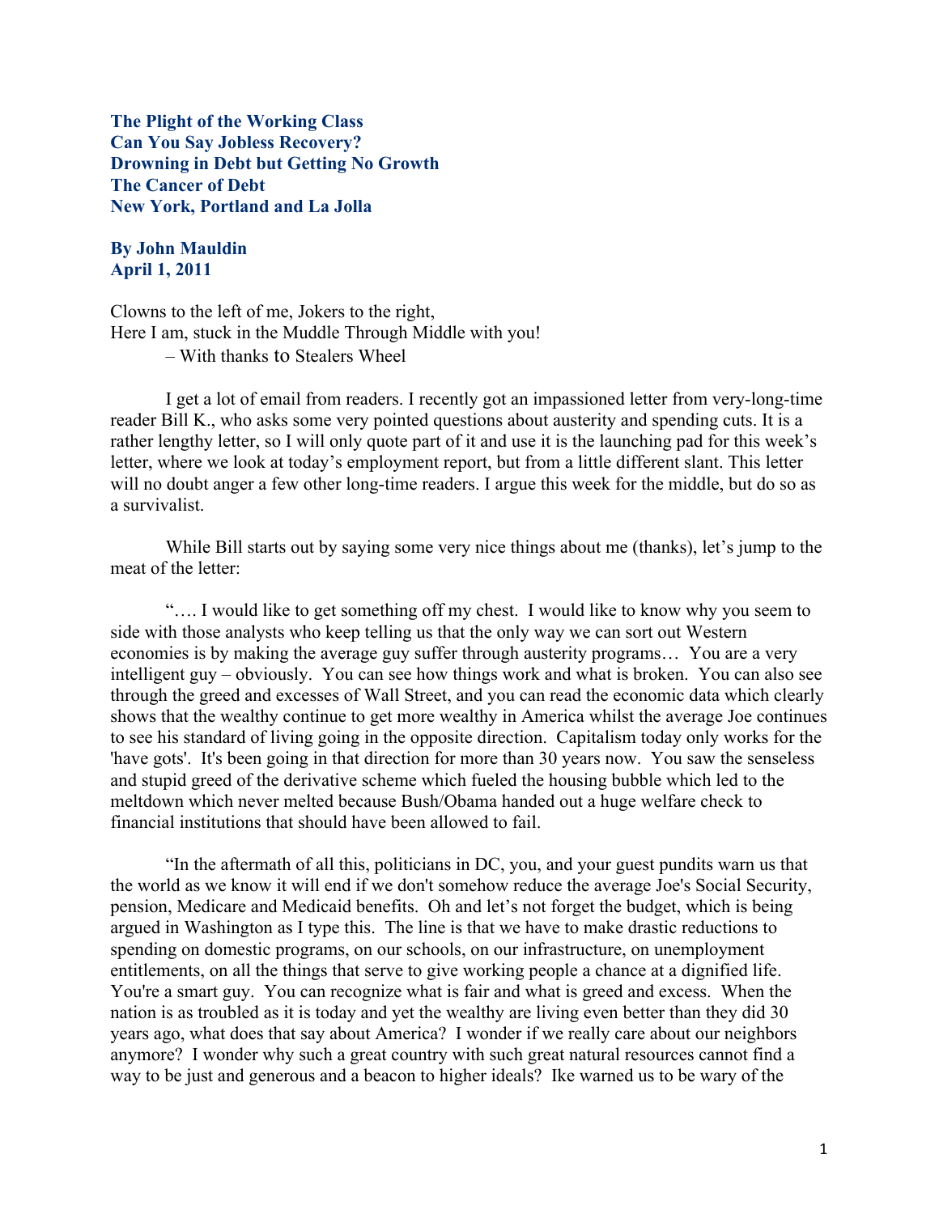**The Plight of the Working Class**
**Can You Say Jobless Recovery?**
**Drowning in Debt but Getting No Growth**
**The Cancer of Debt**
**New York, Portland and La Jolla**

**By John Mauldin**
**April 1, 2011**

Clowns to the left of me, Jokers to the right,
Here I am, stuck in the Muddle Through Middle with you!
– With thanks to Stealers Wheel

I get a lot of email from readers. I recently got an impassioned letter from very-long-time reader Bill K., who asks some very pointed questions about austerity and spending cuts. It is a rather lengthy letter, so I will only quote part of it and use it is the launching pad for this week's letter, where we look at today's employment report, but from a little different slant. This letter will no doubt anger a few other long-time readers. I argue this week for the middle, but do so as a survivalist.

While Bill starts out by saying some very nice things about me (thanks), let's jump to the meat of the letter:

"…. I would like to get something off my chest. I would like to know why you seem to side with those analysts who keep telling us that the only way we can sort out Western economies is by making the average guy suffer through austerity programs… You are a very intelligent guy – obviously. You can see how things work and what is broken. You can also see through the greed and excesses of Wall Street, and you can read the economic data which clearly shows that the wealthy continue to get more wealthy in America whilst the average Joe continues to see his standard of living going in the opposite direction. Capitalism today only works for the 'have gots'. It's been going in that direction for more than 30 years now. You saw the senseless and stupid greed of the derivative scheme which fueled the housing bubble which led to the meltdown which never melted because Bush/Obama handed out a huge welfare check to financial institutions that should have been allowed to fail.

"In the aftermath of all this, politicians in DC, you, and your guest pundits warn us that the world as we know it will end if we don't somehow reduce the average Joe's Social Security, pension, Medicare and Medicaid benefits. Oh and let's not forget the budget, which is being argued in Washington as I type this. The line is that we have to make drastic reductions to spending on domestic programs, on our schools, on our infrastructure, on unemployment entitlements, on all the things that serve to give working people a chance at a dignified life. You're a smart guy. You can recognize what is fair and what is greed and excess. When the nation is as troubled as it is today and yet the wealthy are living even better than they did 30 years ago, what does that say about America? I wonder if we really care about our neighbors anymore? I wonder why such a great country with such great natural resources cannot find a way to be just and generous and a beacon to higher ideals? Ike warned us to be wary of the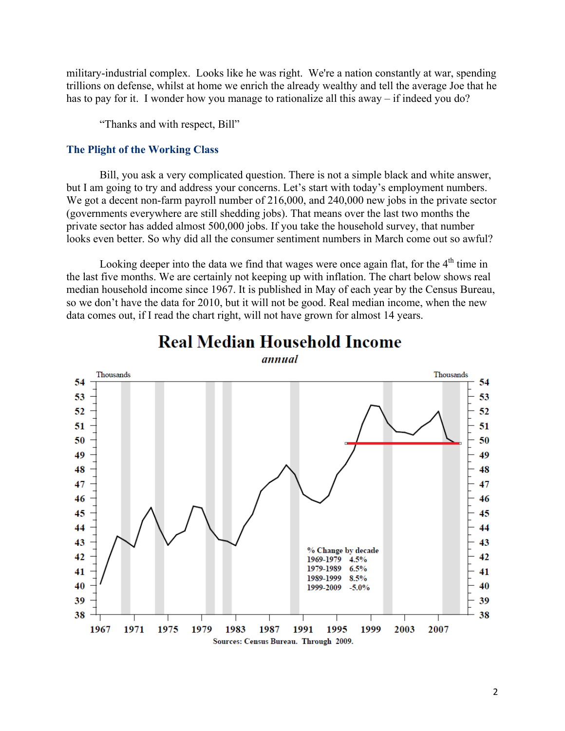military-industrial complex. Looks like he was right. We're a nation constantly at war, spending trillions on defense, whilst at home we enrich the already wealthy and tell the average Joe that he has to pay for it. I wonder how you manage to rationalize all this away – if indeed you do?

"Thanks and with respect, Bill"

## The Plight of the Working Class

Bill, you ask a very complicated question. There is not a simple black and white answer, but I am going to try and address your concerns. Let's start with today's employment numbers. We got a decent non-farm payroll number of 216,000, and 240,000 new jobs in the private sector (governments everywhere are still shedding jobs). That means over the last two months the private sector has added almost 500,000 jobs. If you take the household survey, that number looks even better. So why did all the consumer sentiment numbers in March come out so awful?

Looking deeper into the data we find that wages were once again flat, for the 4th time in the last five months. We are certainly not keeping up with inflation. The chart below shows real median household income since 1967. It is published in May of each year by the Census Bureau, so we don't have the data for 2010, but it will not be good. Real median income, when the new data comes out, if I read the chart right, will not have grown for almost 14 years.

**Real Median Household Income**

*annual*

| % Change by decade | |
|---|---|
| 1969-1979 | 4.5% |
| 1979-1989 | 6.5% |
| 1989-1999 | 8.5% |
| 1999-2009 | -5.0% |

Sources: Census Bureau. Through 2009.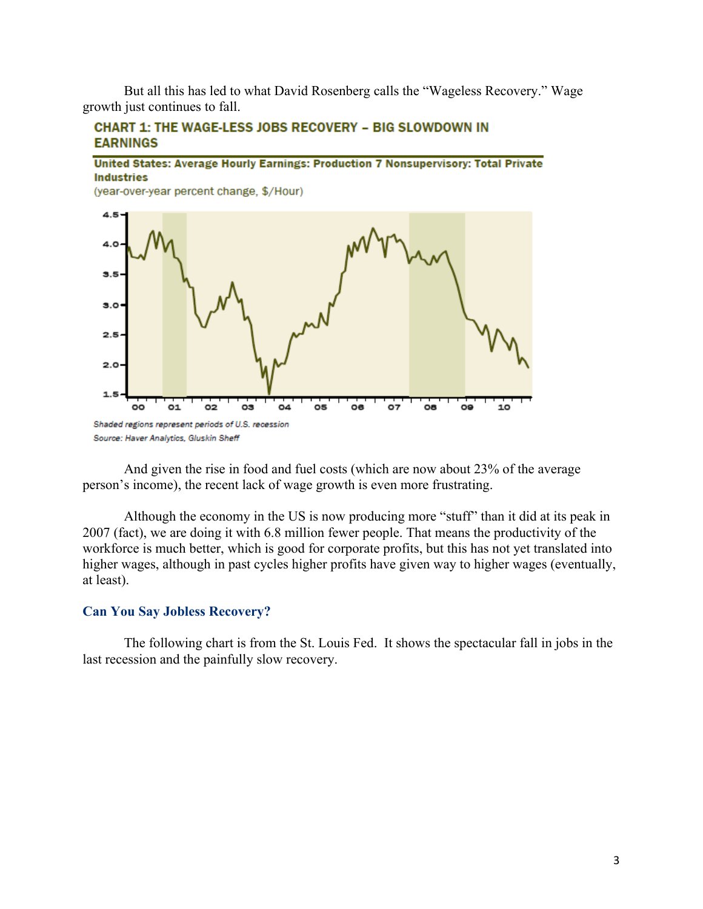But all this has led to what David Rosenberg calls the "Wageless Recovery." Wage growth just continues to fall.

**CHART 1: THE WAGE-LESS JOBS RECOVERY – BIG SLOWDOWN IN EARNINGS**

**United States: Average Hourly Earnings: Production 7 Nonsupervisory: Total Private Industries**
(year-over-year percent change, $/Hour)

*Shaded regions represent periods of U.S. recession*
*Source: Haver Analytics, Gluskin Sheff*

And given the rise in food and fuel costs (which are now about 23% of the average person's income), the recent lack of wage growth is even more frustrating.

Although the economy in the US is now producing more "stuff" than it did at its peak in 2007 (fact), we are doing it with 6.8 million fewer people. That means the productivity of the workforce is much better, which is good for corporate profits, but this has not yet translated into higher wages, although in past cycles higher profits have given way to higher wages (eventually, at least).

### Can You Say Jobless Recovery?

The following chart is from the St. Louis Fed. It shows the spectacular fall in jobs in the last recession and the painfully slow recovery.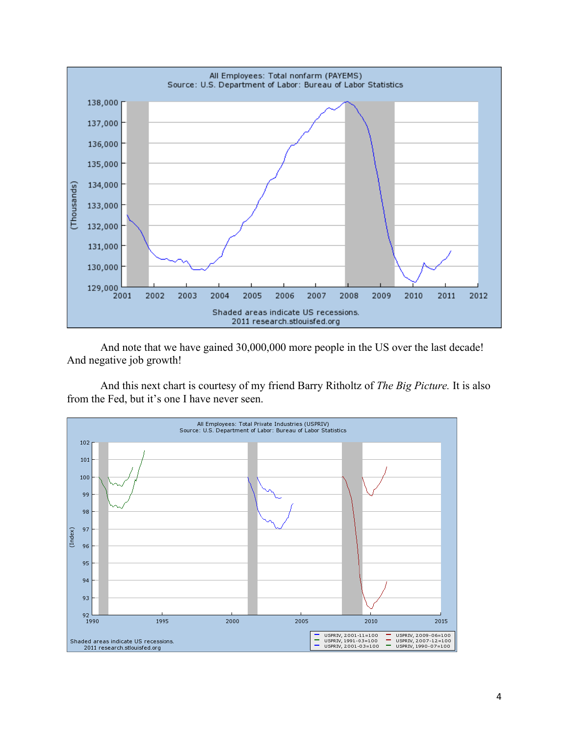And note that we have gained 30,000,000 more people in the US over the last decade! And negative job growth!

And this next chart is courtesy of my friend Barry Ritholtz of *The Big Picture.* It is also from the Fed, but it's one I have never seen.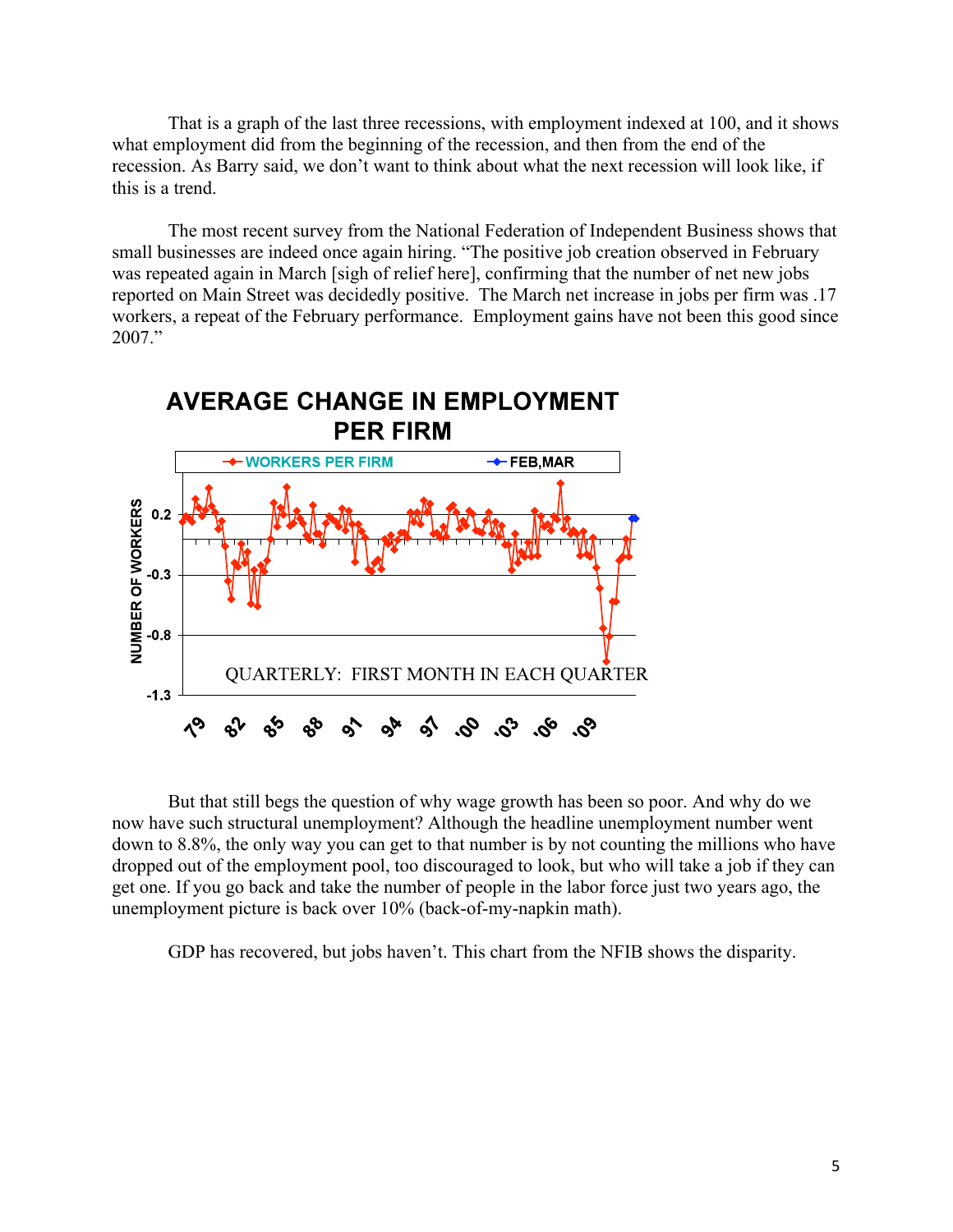That is a graph of the last three recessions, with employment indexed at 100, and it shows what employment did from the beginning of the recession, and then from the end of the recession. As Barry said, we don't want to think about what the next recession will look like, if this is a trend.

The most recent survey from the National Federation of Independent Business shows that small businesses are indeed once again hiring. "The positive job creation observed in February was repeated again in March [sigh of relief here], confirming that the number of net new jobs reported on Main Street was decidedly positive. The March net increase in jobs per firm was .17 workers, a repeat of the February performance. Employment gains have not been this good since 2007."

**AVERAGE CHANGE IN EMPLOYMENT PER FIRM**

WORKERS PER FIRM — FEB,MAR

NUMBER OF WORKERS: 0.2, -0.3, -0.8, -1.3

QUARTERLY: FIRST MONTH IN EACH QUARTER

79 82 85 88 91 94 97 '00 '03 '06 '09

But that still begs the question of why wage growth has been so poor. And why do we now have such structural unemployment? Although the headline unemployment number went down to 8.8%, the only way you can get to that number is by not counting the millions who have dropped out of the employment pool, too discouraged to look, but who will take a job if they can get one. If you go back and take the number of people in the labor force just two years ago, the unemployment picture is back over 10% (back-of-my-napkin math).

GDP has recovered, but jobs haven't. This chart from the NFIB shows the disparity.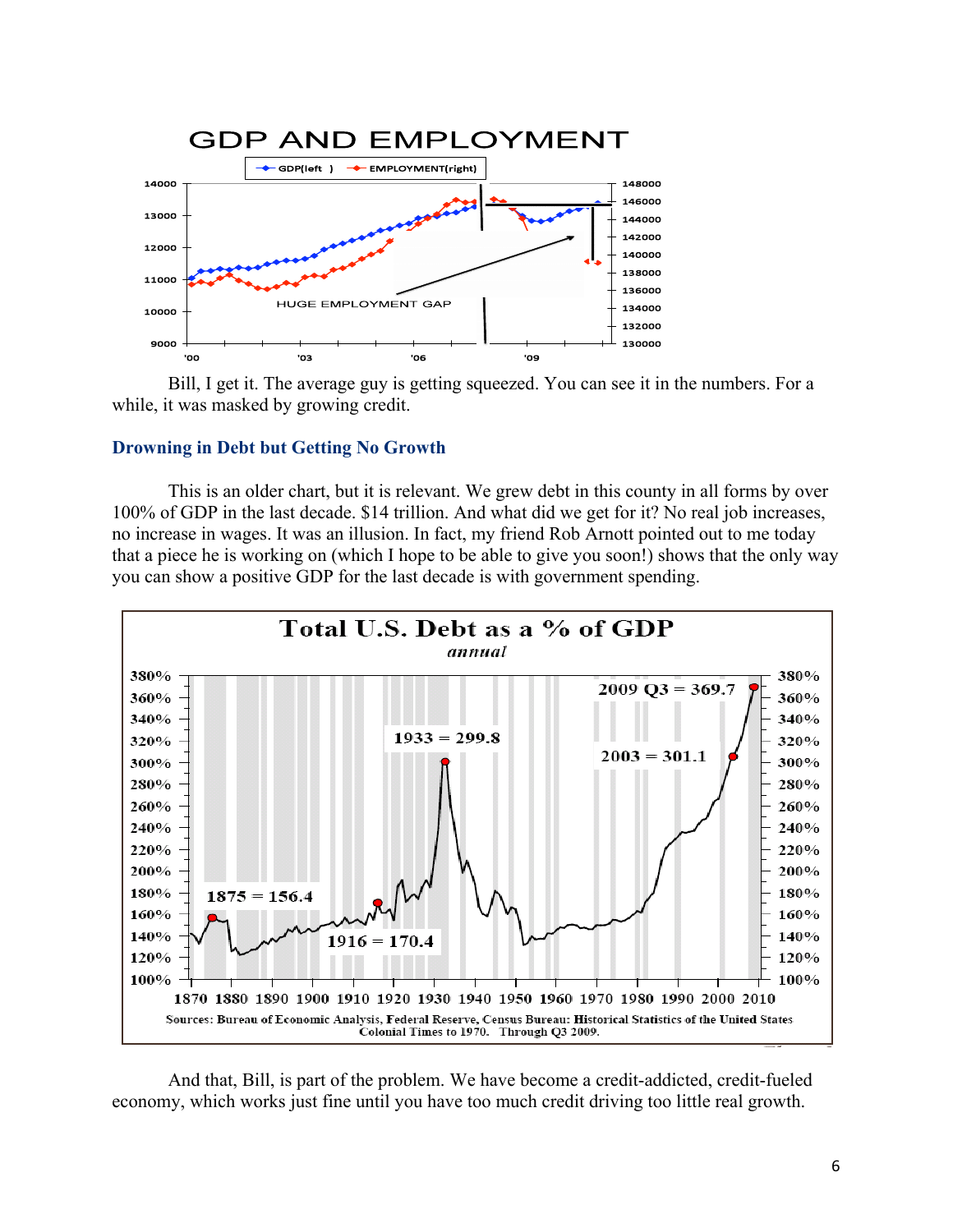GDP AND EMPLOYMENT

Bill, I get it. The average guy is getting squeezed. You can see it in the numbers. For a while, it was masked by growing credit.

### Drowning in Debt but Getting No Growth

This is an older chart, but it is relevant. We grew debt in this county in all forms by over 100% of GDP in the last decade. $14 trillion. And what did we get for it? No real job increases, no increase in wages. It was an illusion. In fact, my friend Rob Arnott pointed out to me today that a piece he is working on (which I hope to be able to give you soon!) shows that the only way you can show a positive GDP for the last decade is with government spending.

Total U.S. Debt as a % of GDP

*annual*

Sources: Bureau of Economic Analysis, Federal Reserve, Census Bureau: Historical Statistics of the United States Colonial Times to 1970. Through Q3 2009.

And that, Bill, is part of the problem. We have become a credit-addicted, credit-fueled economy, which works just fine until you have too much credit driving too little real growth.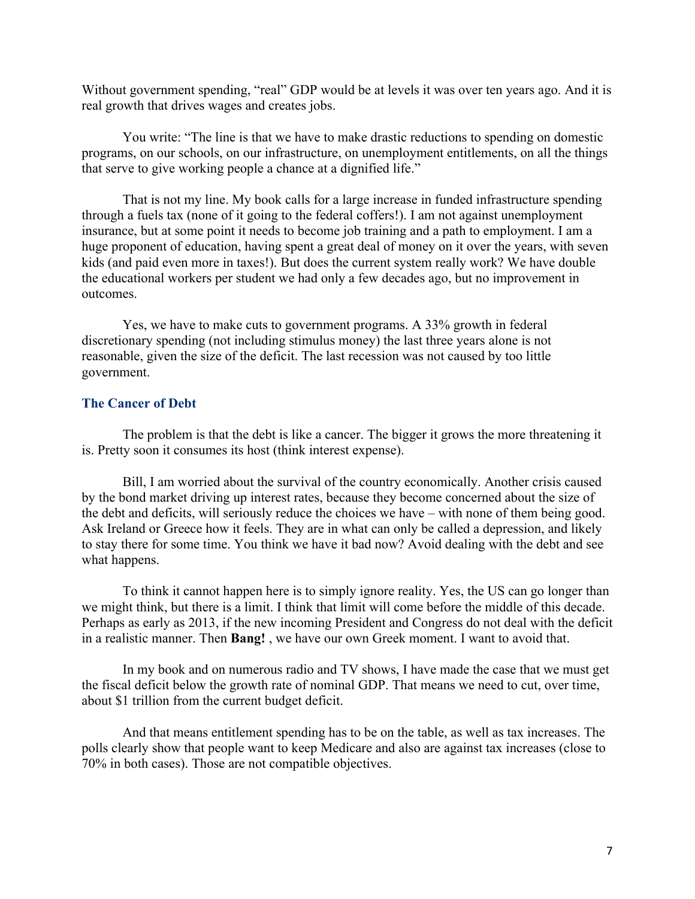Without government spending, "real" GDP would be at levels it was over ten years ago. And it is real growth that drives wages and creates jobs.

You write: "The line is that we have to make drastic reductions to spending on domestic programs, on our schools, on our infrastructure, on unemployment entitlements, on all the things that serve to give working people a chance at a dignified life."

That is not my line. My book calls for a large increase in funded infrastructure spending through a fuels tax (none of it going to the federal coffers!). I am not against unemployment insurance, but at some point it needs to become job training and a path to employment. I am a huge proponent of education, having spent a great deal of money on it over the years, with seven kids (and paid even more in taxes!). But does the current system really work? We have double the educational workers per student we had only a few decades ago, but no improvement in outcomes.

Yes, we have to make cuts to government programs. A 33% growth in federal discretionary spending (not including stimulus money) the last three years alone is not reasonable, given the size of the deficit. The last recession was not caused by too little government.

### The Cancer of Debt

The problem is that the debt is like a cancer. The bigger it grows the more threatening it is. Pretty soon it consumes its host (think interest expense).

Bill, I am worried about the survival of the country economically. Another crisis caused by the bond market driving up interest rates, because they become concerned about the size of the debt and deficits, will seriously reduce the choices we have – with none of them being good. Ask Ireland or Greece how it feels. They are in what can only be called a depression, and likely to stay there for some time. You think we have it bad now? Avoid dealing with the debt and see what happens.

To think it cannot happen here is to simply ignore reality. Yes, the US can go longer than we might think, but there is a limit. I think that limit will come before the middle of this decade. Perhaps as early as 2013, if the new incoming President and Congress do not deal with the deficit in a realistic manner. Then **Bang!** , we have our own Greek moment. I want to avoid that.

In my book and on numerous radio and TV shows, I have made the case that we must get the fiscal deficit below the growth rate of nominal GDP. That means we need to cut, over time, about $1 trillion from the current budget deficit.

And that means entitlement spending has to be on the table, as well as tax increases. The polls clearly show that people want to keep Medicare and also are against tax increases (close to 70% in both cases). Those are not compatible objectives.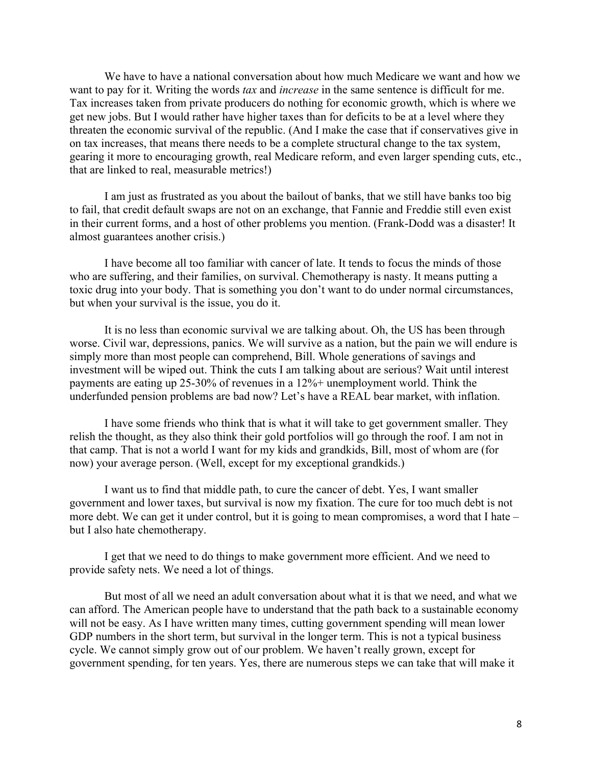We have to have a national conversation about how much Medicare we want and how we want to pay for it. Writing the words *tax* and *increase* in the same sentence is difficult for me. Tax increases taken from private producers do nothing for economic growth, which is where we get new jobs. But I would rather have higher taxes than for deficits to be at a level where they threaten the economic survival of the republic. (And I make the case that if conservatives give in on tax increases, that means there needs to be a complete structural change to the tax system, gearing it more to encouraging growth, real Medicare reform, and even larger spending cuts, etc., that are linked to real, measurable metrics!)

I am just as frustrated as you about the bailout of banks, that we still have banks too big to fail, that credit default swaps are not on an exchange, that Fannie and Freddie still even exist in their current forms, and a host of other problems you mention. (Frank-Dodd was a disaster! It almost guarantees another crisis.)

I have become all too familiar with cancer of late. It tends to focus the minds of those who are suffering, and their families, on survival. Chemotherapy is nasty. It means putting a toxic drug into your body. That is something you don't want to do under normal circumstances, but when your survival is the issue, you do it.

It is no less than economic survival we are talking about. Oh, the US has been through worse. Civil war, depressions, panics. We will survive as a nation, but the pain we will endure is simply more than most people can comprehend, Bill. Whole generations of savings and investment will be wiped out. Think the cuts I am talking about are serious? Wait until interest payments are eating up 25-30% of revenues in a 12%+ unemployment world. Think the underfunded pension problems are bad now? Let's have a REAL bear market, with inflation.

I have some friends who think that is what it will take to get government smaller. They relish the thought, as they also think their gold portfolios will go through the roof. I am not in that camp. That is not a world I want for my kids and grandkids, Bill, most of whom are (for now) your average person. (Well, except for my exceptional grandkids.)

I want us to find that middle path, to cure the cancer of debt. Yes, I want smaller government and lower taxes, but survival is now my fixation. The cure for too much debt is not more debt. We can get it under control, but it is going to mean compromises, a word that I hate – but I also hate chemotherapy.

I get that we need to do things to make government more efficient. And we need to provide safety nets. We need a lot of things.

But most of all we need an adult conversation about what it is that we need, and what we can afford. The American people have to understand that the path back to a sustainable economy will not be easy. As I have written many times, cutting government spending will mean lower GDP numbers in the short term, but survival in the longer term. This is not a typical business cycle. We cannot simply grow out of our problem. We haven't really grown, except for government spending, for ten years. Yes, there are numerous steps we can take that will make it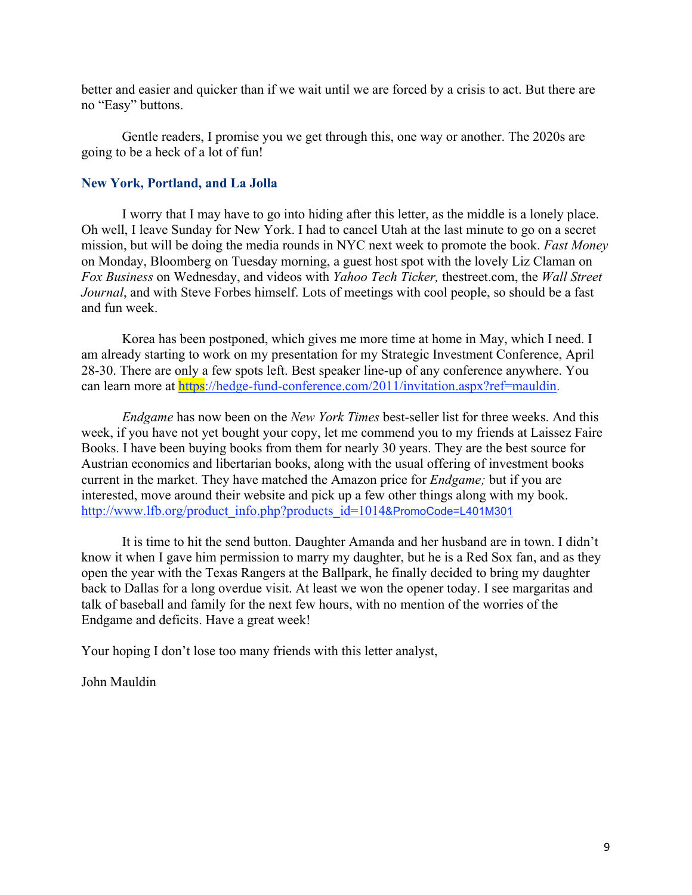better and easier and quicker than if we wait until we are forced by a crisis to act. But there are no "Easy" buttons.

Gentle readers, I promise you we get through this, one way or another. The 2020s are going to be a heck of a lot of fun!

### New York, Portland, and La Jolla

I worry that I may have to go into hiding after this letter, as the middle is a lonely place. Oh well, I leave Sunday for New York. I had to cancel Utah at the last minute to go on a secret mission, but will be doing the media rounds in NYC next week to promote the book. *Fast Money* on Monday, Bloomberg on Tuesday morning, a guest host spot with the lovely Liz Claman on *Fox Business* on Wednesday, and videos with *Yahoo Tech Ticker,* thestreet.com, the *Wall Street Journal*, and with Steve Forbes himself. Lots of meetings with cool people, so should be a fast and fun week.

Korea has been postponed, which gives me more time at home in May, which I need. I am already starting to work on my presentation for my Strategic Investment Conference, April 28-30. There are only a few spots left. Best speaker line-up of any conference anywhere. You can learn more at https://hedge-fund-conference.com/2011/invitation.aspx?ref=mauldin.

*Endgame* has now been on the *New York Times* best-seller list for three weeks. And this week, if you have not yet bought your copy, let me commend you to my friends at Laissez Faire Books. I have been buying books from them for nearly 30 years. They are the best source for Austrian economics and libertarian books, along with the usual offering of investment books current in the market. They have matched the Amazon price for *Endgame;* but if you are interested, move around their website and pick up a few other things along with my book. http://www.lfb.org/product_info.php?products_id=1014&PromoCode=L401M301

It is time to hit the send button. Daughter Amanda and her husband are in town. I didn't know it when I gave him permission to marry my daughter, but he is a Red Sox fan, and as they open the year with the Texas Rangers at the Ballpark, he finally decided to bring my daughter back to Dallas for a long overdue visit. At least we won the opener today. I see margaritas and talk of baseball and family for the next few hours, with no mention of the worries of the Endgame and deficits. Have a great week!

Your hoping I don't lose too many friends with this letter analyst,

John Mauldin